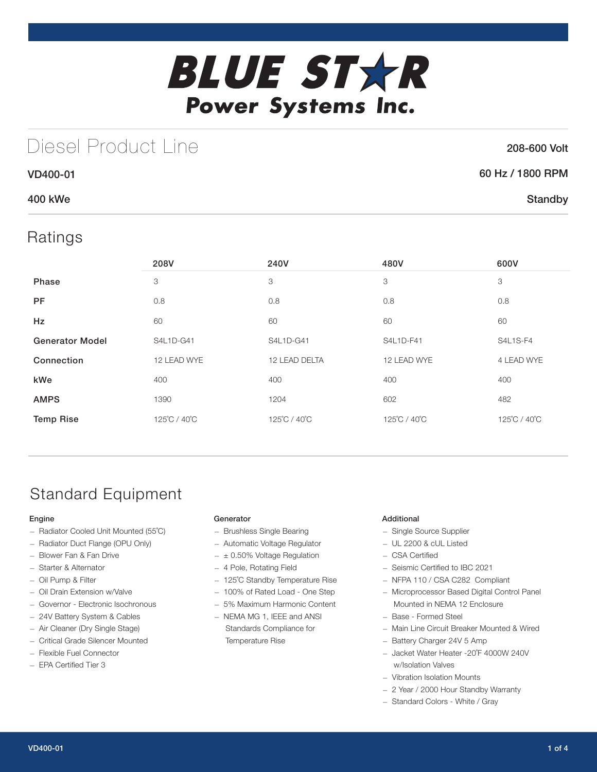# BLUE STAR Power Systems Inc.

## Diesel Product Line

**208-600 Volt**

**VD400-01** — **60 Hz / 1800 RPM**

**400 kWe** — **Standby**

## Ratings

| | 208V | 240V | 480V | 600V |
|---|---|---|---|---|
| **Phase** | 3 | 3 | 3 | 3 |
| **PF** | 0.8 | 0.8 | 0.8 | 0.8 |
| **Hz** | 60 | 60 | 60 | 60 |
| **Generator Model** | S4L1D-G41 | S4L1D-G41 | S4L1D-F41 | S4L1S-F4 |
| **Connection** | 12 LEAD WYE | 12 LEAD DELTA | 12 LEAD WYE | 4 LEAD WYE |
| **kWe** | 400 | 400 | 400 | 400 |
| **AMPS** | 1390 | 1204 | 602 | 482 |
| **Temp Rise** | 125˚C / 40˚C | 125˚C / 40˚C | 125˚C / 40˚C | 125˚C / 40˚C |

## Standard Equipment

### Engine

- Radiator Cooled Unit Mounted (55˚C)
- Radiator Duct Flange (OPU Only)
- Blower Fan & Fan Drive
- Starter & Alternator
- Oil Pump & Filter
- Oil Drain Extension w/Valve
- Governor - Electronic Isochronous
- 24V Battery System & Cables
- Air Cleaner (Dry Single Stage)
- Critical Grade Silencer Mounted
- Flexible Fuel Connector
- EPA Certified Tier 3

### Generator

- Brushless Single Bearing
- Automatic Voltage Regulator
- ± 0.50% Voltage Regulation
- 4 Pole, Rotating Field
- 125˚C Standby Temperature Rise
- 100% of Rated Load - One Step
- 5% Maximum Harmonic Content
- NEMA MG 1, IEEE and ANSI Standards Compliance for Temperature Rise

### Additional

- Single Source Supplier
- UL 2200 & cUL Listed
- CSA Certified
- Seismic Certified to IBC 2021
- NFPA 110 / CSA C282 Compliant
- Microprocessor Based Digital Control Panel Mounted in NEMA 12 Enclosure
- Base - Formed Steel
- Main Line Circuit Breaker Mounted & Wired
- Battery Charger 24V 5 Amp
- Jacket Water Heater -20˚F 4000W 240V w/Isolation Valves
- Vibration Isolation Mounts
- 2 Year / 2000 Hour Standby Warranty
- Standard Colors - White / Gray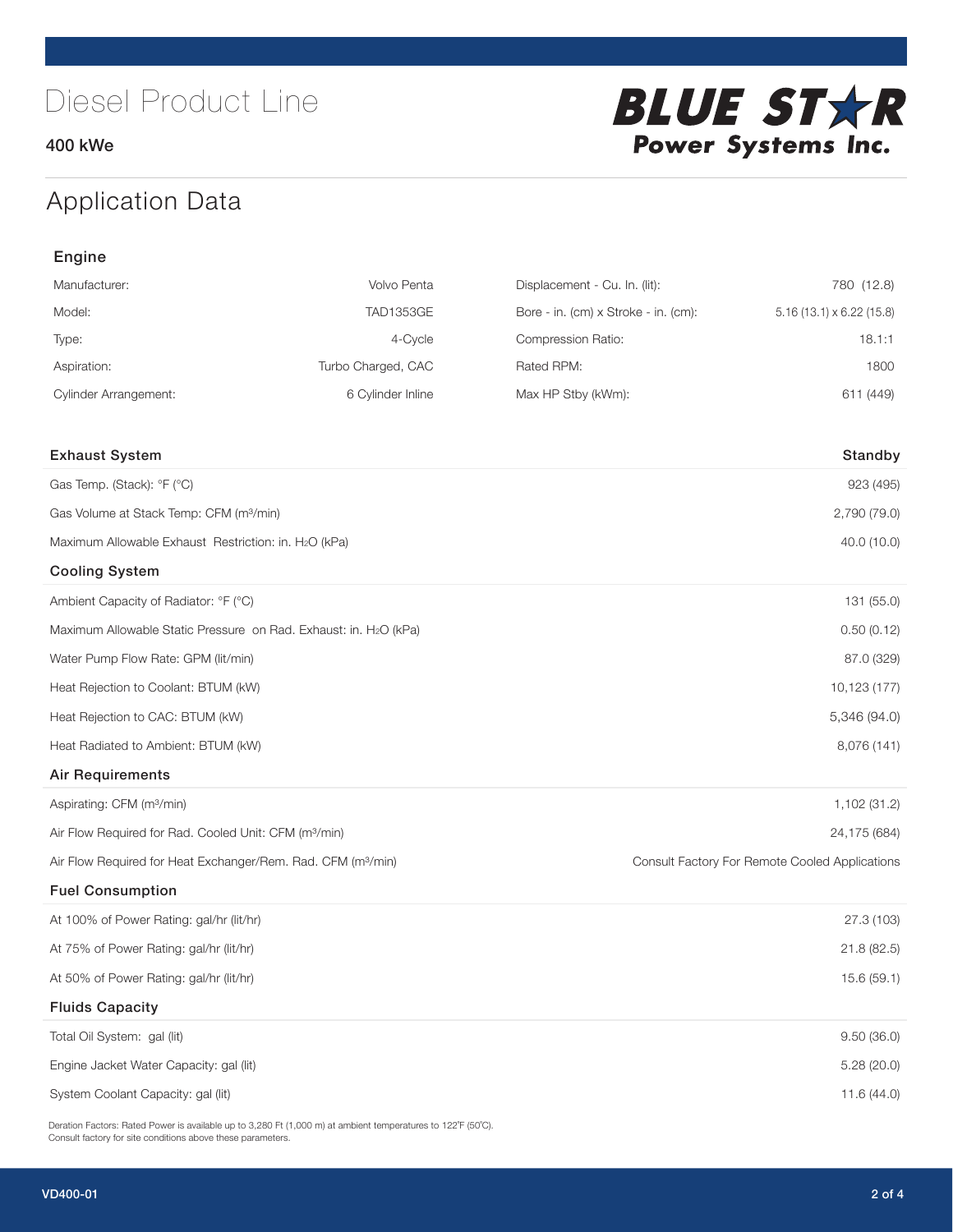# Diesel Product Line

400 kWe

BLUE STAR Power Systems Inc.

## Application Data

### Engine

| | | | |
|---|---|---|---|
| Manufacturer: | Volvo Penta | Displacement - Cu. In. (lit): | 780 (12.8) |
| Model: | TAD1353GE | Bore - in. (cm) x Stroke - in. (cm): | 5.16 (13.1) x 6.22 (15.8) |
| Type: | 4-Cycle | Compression Ratio: | 18.1:1 |
| Aspiration: | Turbo Charged, CAC | Rated RPM: | 1800 |
| Cylinder Arrangement: | 6 Cylinder Inline | Max HP Stby (kWm): | 611 (449) |

| Exhaust System | Standby |
|---|---|
| Gas Temp. (Stack): °F (°C) | 923 (495) |
| Gas Volume at Stack Temp: CFM (m³/min) | 2,790 (79.0) |
| Maximum Allowable Exhaust Restriction: in. $H_2O$ (kPa) | 40.0 (10.0) |
| **Cooling System** | |
| Ambient Capacity of Radiator: °F (°C) | 131 (55.0) |
| Maximum Allowable Static Pressure on Rad. Exhaust: in. $H_2O$ (kPa) | 0.50 (0.12) |
| Water Pump Flow Rate: GPM (lit/min) | 87.0 (329) |
| Heat Rejection to Coolant: BTUM (kW) | 10,123 (177) |
| Heat Rejection to CAC: BTUM (kW) | 5,346 (94.0) |
| Heat Radiated to Ambient: BTUM (kW) | 8,076 (141) |
| **Air Requirements** | |
| Aspirating: CFM (m³/min) | 1,102 (31.2) |
| Air Flow Required for Rad. Cooled Unit: CFM (m³/min) | 24,175 (684) |
| Air Flow Required for Heat Exchanger/Rem. Rad. CFM (m³/min) | Consult Factory For Remote Cooled Applications |
| **Fuel Consumption** | |
| At 100% of Power Rating: gal/hr (lit/hr) | 27.3 (103) |
| At 75% of Power Rating: gal/hr (lit/hr) | 21.8 (82.5) |
| At 50% of Power Rating: gal/hr (lit/hr) | 15.6 (59.1) |
| **Fluids Capacity** | |
| Total Oil System: gal (lit) | 9.50 (36.0) |
| Engine Jacket Water Capacity: gal (lit) | 5.28 (20.0) |
| System Coolant Capacity: gal (lit) | 11.6 (44.0) |

Deration Factors: Rated Power is available up to 3,280 Ft (1,000 m) at ambient temperatures to 122°F (50°C).
Consult factory for site conditions above these parameters.

VD400-01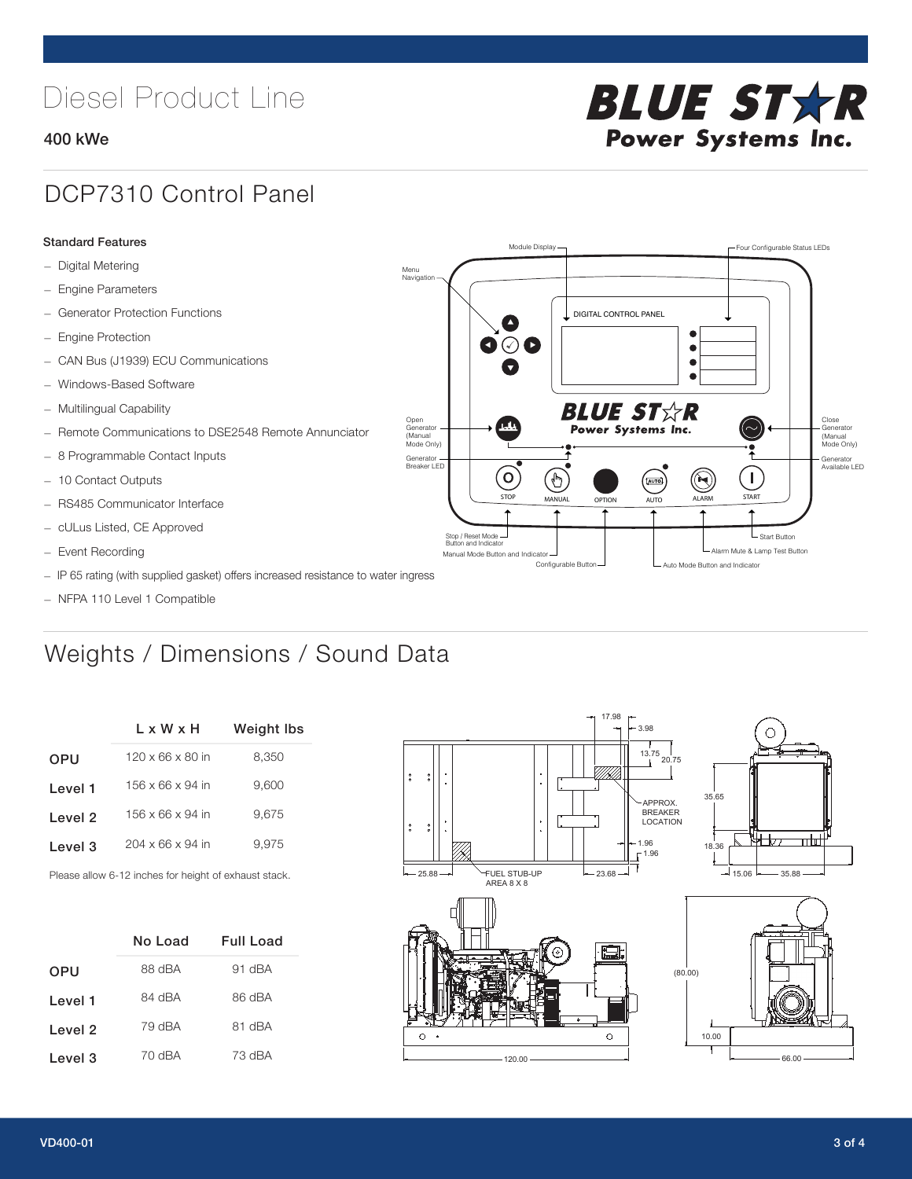# Diesel Product Line

**400 kWe**

## DCP7310 Control Panel

**Standard Features**

- Digital Metering
- Engine Parameters
- Generator Protection Functions
- Engine Protection
- CAN Bus (J1939) ECU Communications
- Windows-Based Software
- Multilingual Capability
- Remote Communications to DSE2548 Remote Annunciator
- 8 Programmable Contact Inputs
- 10 Contact Outputs
- RS485 Communicator Interface
- cULus Listed, CE Approved
- Event Recording
- IP 65 rating (with supplied gasket) offers increased resistance to water ingress
- NFPA 110 Level 1 Compatible

Module Display · Four Configurable Status LEDs · Menu Navigation · DIGITAL CONTROL PANEL · Open Generator (Manual Mode Only) · Close Generator (Manual Mode Only) · Generator Breaker LED · Generator Available LED · STOP · MANUAL · OPTION · AUTO · ALARM · START · Stop / Reset Mode Button and Indicator · Manual Mode Button and Indicator · Configurable Button · Auto Mode Button and Indicator · Alarm Mute & Lamp Test Button · Start Button

## Weights / Dimensions / Sound Data

| | L x W x H | Weight lbs |
|---|---|---|
| OPU | 120 x 66 x 80 in | 8,350 |
| Level 1 | 156 x 66 x 94 in | 9,600 |
| Level 2 | 156 x 66 x 94 in | 9,675 |
| Level 3 | 204 x 66 x 94 in | 9,975 |

Please allow 6-12 inches for height of exhaust stack.

| | No Load | Full Load |
|---|---|---|
| OPU | 88 dBA | 91 dBA |
| Level 1 | 84 dBA | 86 dBA |
| Level 2 | 79 dBA | 81 dBA |
| Level 3 | 70 dBA | 73 dBA |

17.98 · 3.98 · 13.75 · 20.75 · APPROX. BREAKER LOCATION · 1.96 · 1.96 · 25.88 · FUEL STUB-UP AREA 8 X 8 · 23.68 · 35.65 · 18.36 · 15.06 · 35.88 · (80.00) · 10.00 · 120.00 · 66.00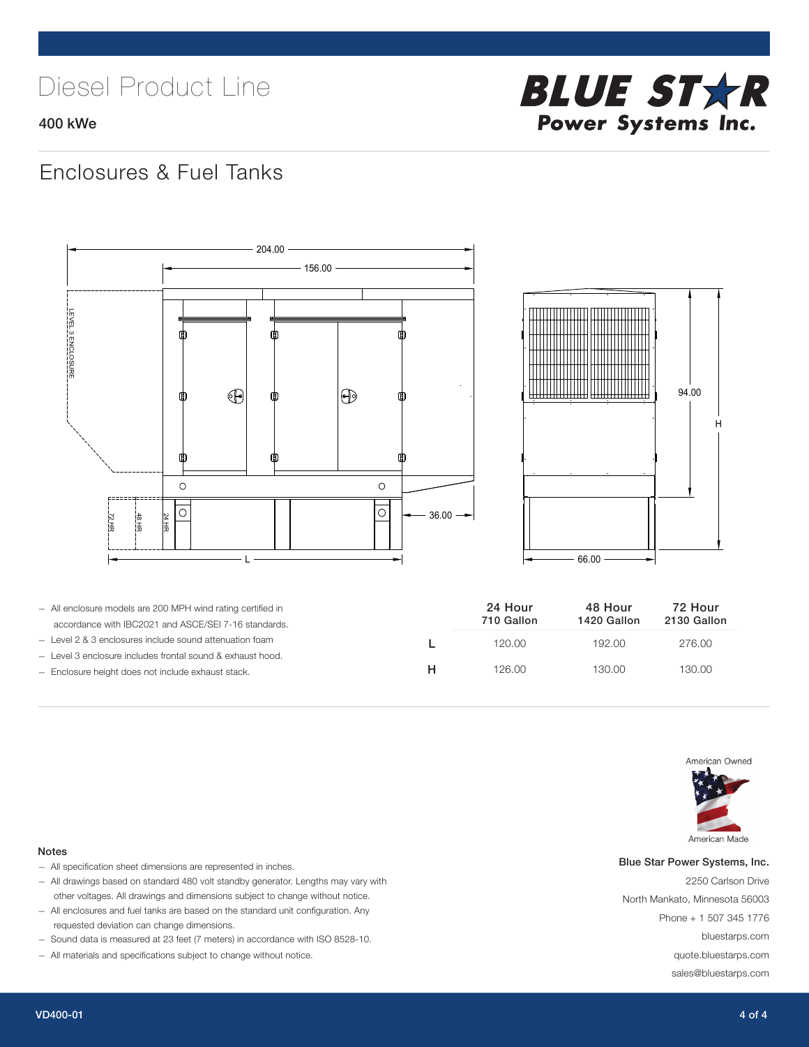# Diesel Product Line

400 kWe

## Enclosures & Fuel Tanks

204.00

156.00

LEVEL 3 ENCLOSURE

72 HR

48 HR

24 HR

36.00

L

94.00

H

66.00

- All enclosure models are 200 MPH wind rating certified in accordance with IBC2021 and ASCE/SEI 7-16 standards.
- Level 2 & 3 enclosures include sound attenuation foam
- Level 3 enclosure includes frontal sound & exhaust hood.
- Enclosure height does not include exhaust stack.

| | 24 Hour 710 Gallon | 48 Hour 1420 Gallon | 72 Hour 2130 Gallon |
|---|---|---|---|
| L | 120.00 | 192.00 | 276.00 |
| H | 126.00 | 130.00 | 130.00 |

American Owned

American Made

### Notes

- All specification sheet dimensions are represented in inches.
- All drawings based on standard 480 volt standby generator. Lengths may vary with other voltages. All drawings and dimensions subject to change without notice.
- All enclosures and fuel tanks are based on the standard unit configuration. Any requested deviation can change dimensions.
- Sound data is measured at 23 feet (7 meters) in accordance with ISO 8528-10.
- All materials and specifications subject to change without notice.

**Blue Star Power Systems, Inc.**

2250 Carlson Drive

North Mankato, Minnesota 56003

Phone + 1 507 345 1776

bluestarps.com

quote.bluestarps.com

sales@bluestarps.com

VD400-01